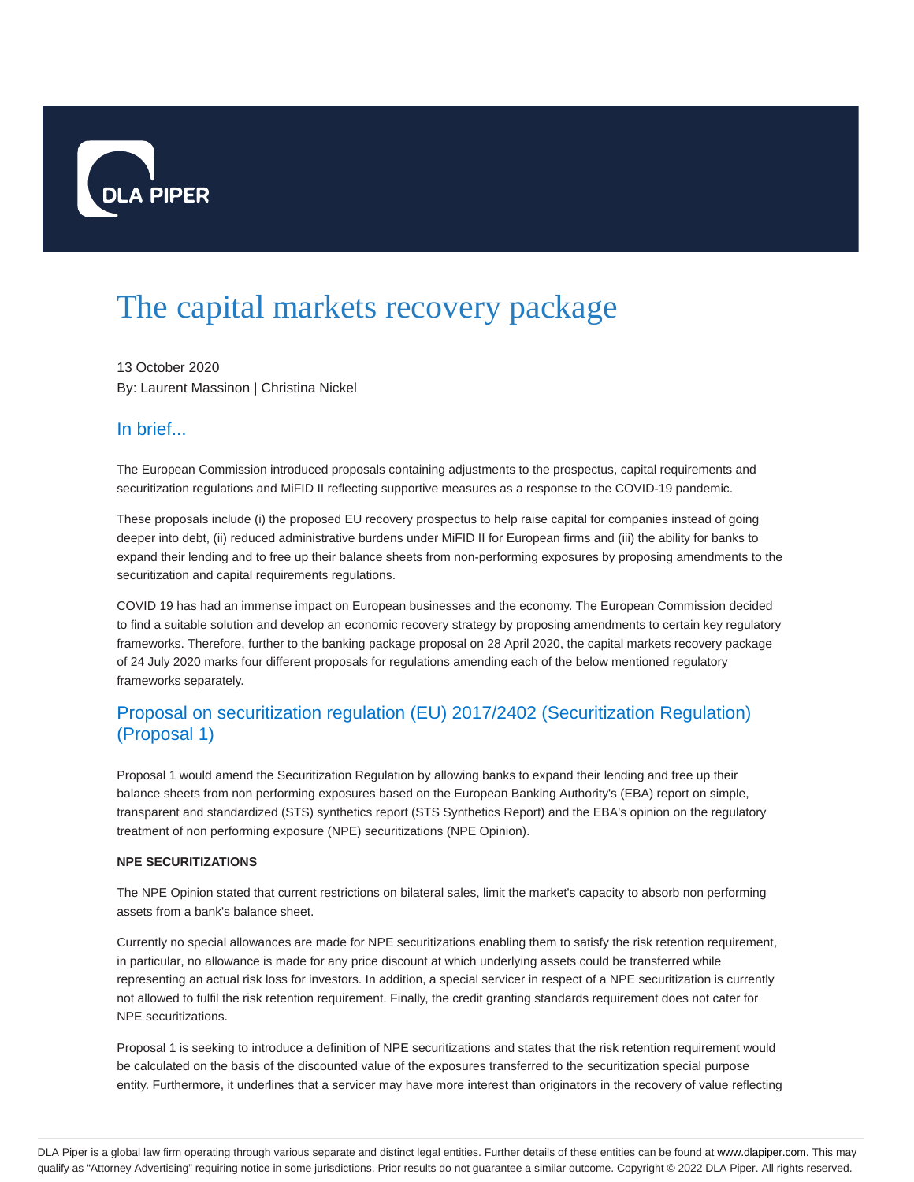# The capital markets recovery package

13 October 2020
By: Laurent Massinon | Christina Nickel

## In brief...

The European Commission introduced proposals containing adjustments to the prospectus, capital requirements and securitization regulations and MiFID II reflecting supportive measures as a response to the COVID-19 pandemic.

These proposals include (i) the proposed EU recovery prospectus to help raise capital for companies instead of going deeper into debt, (ii) reduced administrative burdens under MiFID II for European firms and (iii) the ability for banks to expand their lending and to free up their balance sheets from non-performing exposures by proposing amendments to the securitization and capital requirements regulations.

COVID 19 has had an immense impact on European businesses and the economy. The European Commission decided to find a suitable solution and develop an economic recovery strategy by proposing amendments to certain key regulatory frameworks. Therefore, further to the banking package proposal on 28 April 2020, the capital markets recovery package of 24 July 2020 marks four different proposals for regulations amending each of the below mentioned regulatory frameworks separately.

## Proposal on securitization regulation (EU) 2017/2402 (Securitization Regulation) (Proposal 1)

Proposal 1 would amend the Securitization Regulation by allowing banks to expand their lending and free up their balance sheets from non performing exposures based on the European Banking Authority's (EBA) report on simple, transparent and standardized (STS) synthetics report (STS Synthetics Report) and the EBA's opinion on the regulatory treatment of non performing exposure (NPE) securitizations (NPE Opinion).

**NPE SECURITIZATIONS**

The NPE Opinion stated that current restrictions on bilateral sales, limit the market's capacity to absorb non performing assets from a bank's balance sheet.

Currently no special allowances are made for NPE securitizations enabling them to satisfy the risk retention requirement, in particular, no allowance is made for any price discount at which underlying assets could be transferred while representing an actual risk loss for investors. In addition, a special servicer in respect of a NPE securitization is currently not allowed to fulfil the risk retention requirement. Finally, the credit granting standards requirement does not cater for NPE securitizations.

Proposal 1 is seeking to introduce a definition of NPE securitizations and states that the risk retention requirement would be calculated on the basis of the discounted value of the exposures transferred to the securitization special purpose entity. Furthermore, it underlines that a servicer may have more interest than originators in the recovery of value reflecting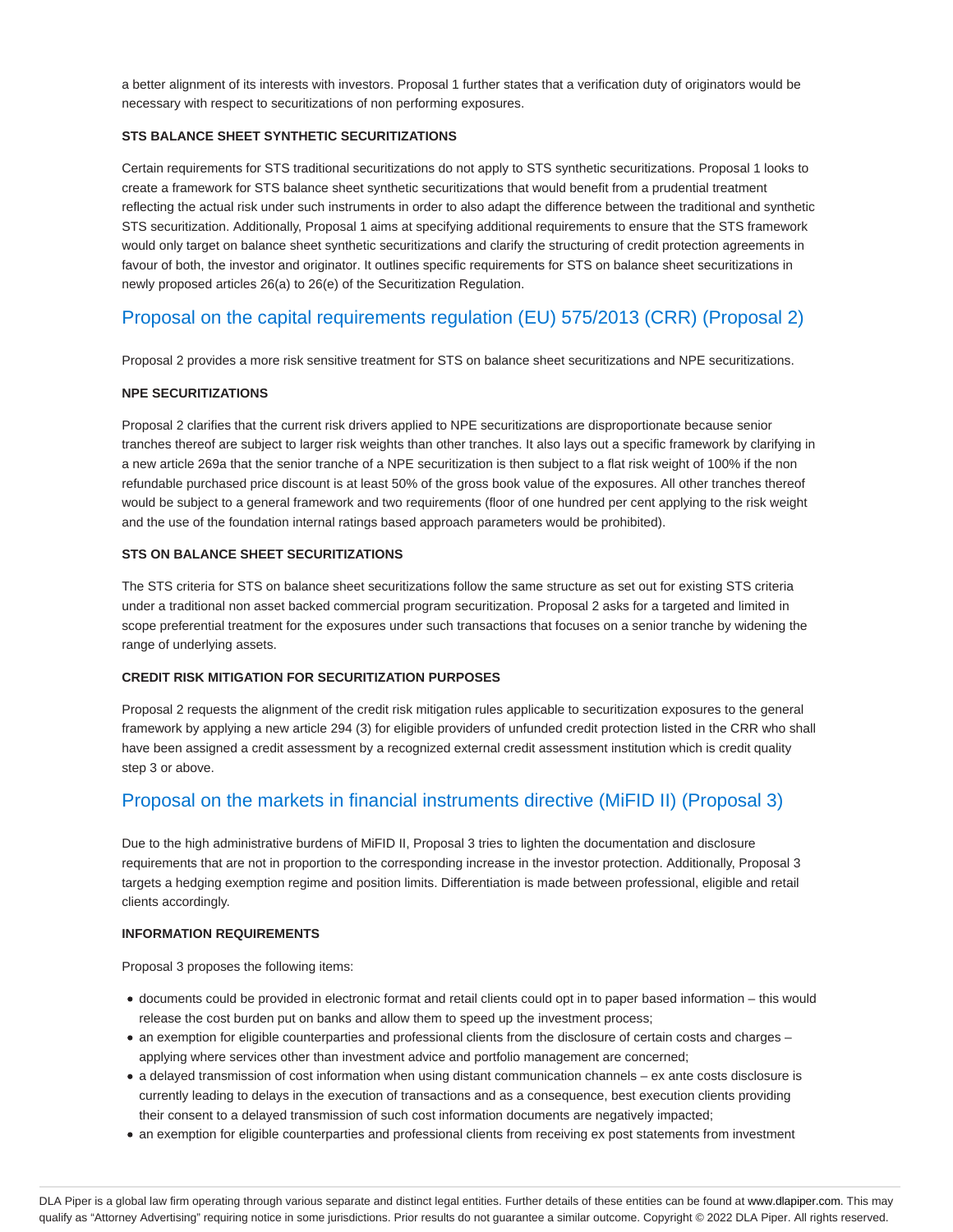a better alignment of its interests with investors. Proposal 1 further states that a verification duty of originators would be necessary with respect to securitizations of non performing exposures.

**STS BALANCE SHEET SYNTHETIC SECURITIZATIONS**

Certain requirements for STS traditional securitizations do not apply to STS synthetic securitizations. Proposal 1 looks to create a framework for STS balance sheet synthetic securitizations that would benefit from a prudential treatment reflecting the actual risk under such instruments in order to also adapt the difference between the traditional and synthetic STS securitization. Additionally, Proposal 1 aims at specifying additional requirements to ensure that the STS framework would only target on balance sheet synthetic securitizations and clarify the structuring of credit protection agreements in favour of both, the investor and originator. It outlines specific requirements for STS on balance sheet securitizations in newly proposed articles 26(a) to 26(e) of the Securitization Regulation.

## Proposal on the capital requirements regulation (EU) 575/2013 (CRR) (Proposal 2)

Proposal 2 provides a more risk sensitive treatment for STS on balance sheet securitizations and NPE securitizations.

**NPE SECURITIZATIONS**

Proposal 2 clarifies that the current risk drivers applied to NPE securitizations are disproportionate because senior tranches thereof are subject to larger risk weights than other tranches. It also lays out a specific framework by clarifying in a new article 269a that the senior tranche of a NPE securitization is then subject to a flat risk weight of 100% if the non refundable purchased price discount is at least 50% of the gross book value of the exposures. All other tranches thereof would be subject to a general framework and two requirements (floor of one hundred per cent applying to the risk weight and the use of the foundation internal ratings based approach parameters would be prohibited).

**STS ON BALANCE SHEET SECURITIZATIONS**

The STS criteria for STS on balance sheet securitizations follow the same structure as set out for existing STS criteria under a traditional non asset backed commercial program securitization. Proposal 2 asks for a targeted and limited in scope preferential treatment for the exposures under such transactions that focuses on a senior tranche by widening the range of underlying assets.

**CREDIT RISK MITIGATION FOR SECURITIZATION PURPOSES**

Proposal 2 requests the alignment of the credit risk mitigation rules applicable to securitization exposures to the general framework by applying a new article 294 (3) for eligible providers of unfunded credit protection listed in the CRR who shall have been assigned a credit assessment by a recognized external credit assessment institution which is credit quality step 3 or above.

## Proposal on the markets in financial instruments directive (MiFID II) (Proposal 3)

Due to the high administrative burdens of MiFID II, Proposal 3 tries to lighten the documentation and disclosure requirements that are not in proportion to the corresponding increase in the investor protection. Additionally, Proposal 3 targets a hedging exemption regime and position limits. Differentiation is made between professional, eligible and retail clients accordingly.

**INFORMATION REQUIREMENTS**

Proposal 3 proposes the following items:

- documents could be provided in electronic format and retail clients could opt in to paper based information – this would release the cost burden put on banks and allow them to speed up the investment process;
- an exemption for eligible counterparties and professional clients from the disclosure of certain costs and charges – applying where services other than investment advice and portfolio management are concerned;
- a delayed transmission of cost information when using distant communication channels – ex ante costs disclosure is currently leading to delays in the execution of transactions and as a consequence, best execution clients providing their consent to a delayed transmission of such cost information documents are negatively impacted;
- an exemption for eligible counterparties and professional clients from receiving ex post statements from investment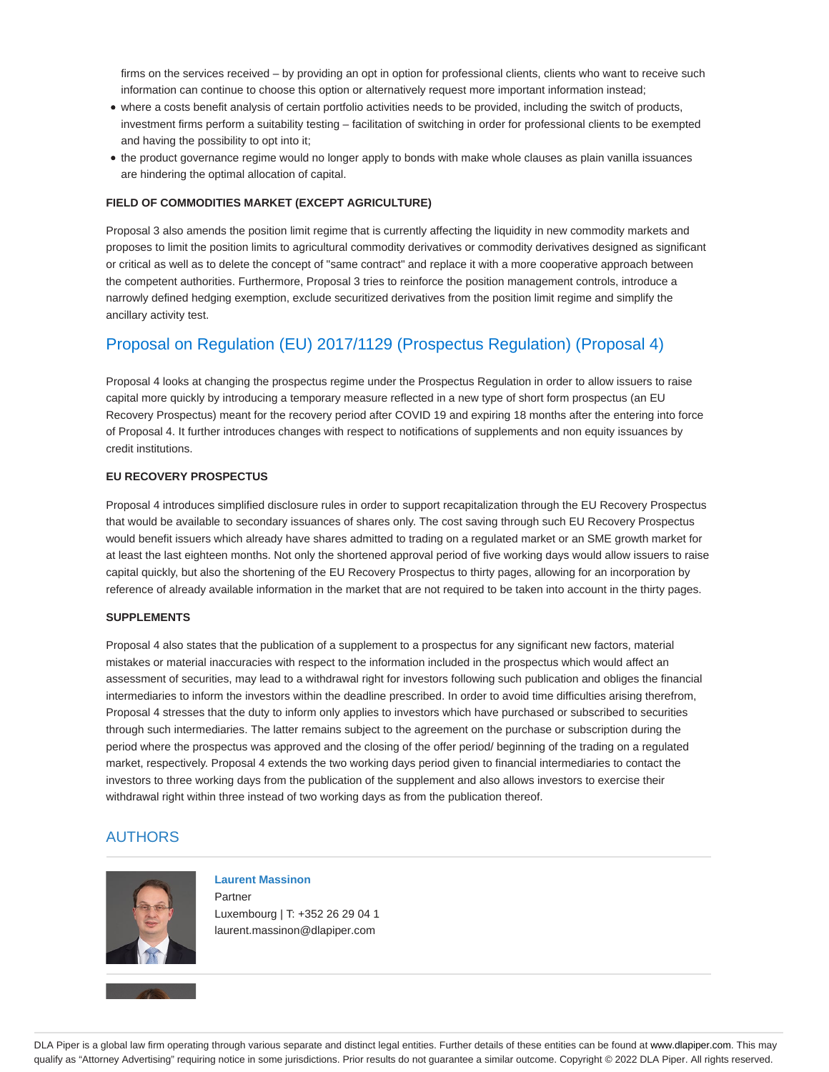firms on the services received – by providing an opt in option for professional clients, clients who want to receive such information can continue to choose this option or alternatively request more important information instead;

- where a costs benefit analysis of certain portfolio activities needs to be provided, including the switch of products, investment firms perform a suitability testing – facilitation of switching in order for professional clients to be exempted and having the possibility to opt into it;
- the product governance regime would no longer apply to bonds with make whole clauses as plain vanilla issuances are hindering the optimal allocation of capital.

#### FIELD OF COMMODITIES MARKET (EXCEPT AGRICULTURE)

Proposal 3 also amends the position limit regime that is currently affecting the liquidity in new commodity markets and proposes to limit the position limits to agricultural commodity derivatives or commodity derivatives designed as significant or critical as well as to delete the concept of "same contract" and replace it with a more cooperative approach between the competent authorities. Furthermore, Proposal 3 tries to reinforce the position management controls, introduce a narrowly defined hedging exemption, exclude securitized derivatives from the position limit regime and simplify the ancillary activity test.

## Proposal on Regulation (EU) 2017/1129 (Prospectus Regulation) (Proposal 4)

Proposal 4 looks at changing the prospectus regime under the Prospectus Regulation in order to allow issuers to raise capital more quickly by introducing a temporary measure reflected in a new type of short form prospectus (an EU Recovery Prospectus) meant for the recovery period after COVID 19 and expiring 18 months after the entering into force of Proposal 4. It further introduces changes with respect to notifications of supplements and non equity issuances by credit institutions.

#### EU RECOVERY PROSPECTUS

Proposal 4 introduces simplified disclosure rules in order to support recapitalization through the EU Recovery Prospectus that would be available to secondary issuances of shares only. The cost saving through such EU Recovery Prospectus would benefit issuers which already have shares admitted to trading on a regulated market or an SME growth market for at least the last eighteen months. Not only the shortened approval period of five working days would allow issuers to raise capital quickly, but also the shortening of the EU Recovery Prospectus to thirty pages, allowing for an incorporation by reference of already available information in the market that are not required to be taken into account in the thirty pages.

#### SUPPLEMENTS

Proposal 4 also states that the publication of a supplement to a prospectus for any significant new factors, material mistakes or material inaccuracies with respect to the information included in the prospectus which would affect an assessment of securities, may lead to a withdrawal right for investors following such publication and obliges the financial intermediaries to inform the investors within the deadline prescribed. In order to avoid time difficulties arising therefrom, Proposal 4 stresses that the duty to inform only applies to investors which have purchased or subscribed to securities through such intermediaries. The latter remains subject to the agreement on the purchase or subscription during the period where the prospectus was approved and the closing of the offer period/ beginning of the trading on a regulated market, respectively. Proposal 4 extends the two working days period given to financial intermediaries to contact the investors to three working days from the publication of the supplement and also allows investors to exercise their withdrawal right within three instead of two working days as from the publication thereof.

## AUTHORS

**Laurent Massinon**
Partner
Luxembourg | T: +352 26 29 04 1
laurent.massinon@dlapiper.com

DLA Piper is a global law firm operating through various separate and distinct legal entities. Further details of these entities can be found at www.dlapiper.com. This may qualify as "Attorney Advertising" requiring notice in some jurisdictions. Prior results do not guarantee a similar outcome. Copyright © 2022 DLA Piper. All rights reserved.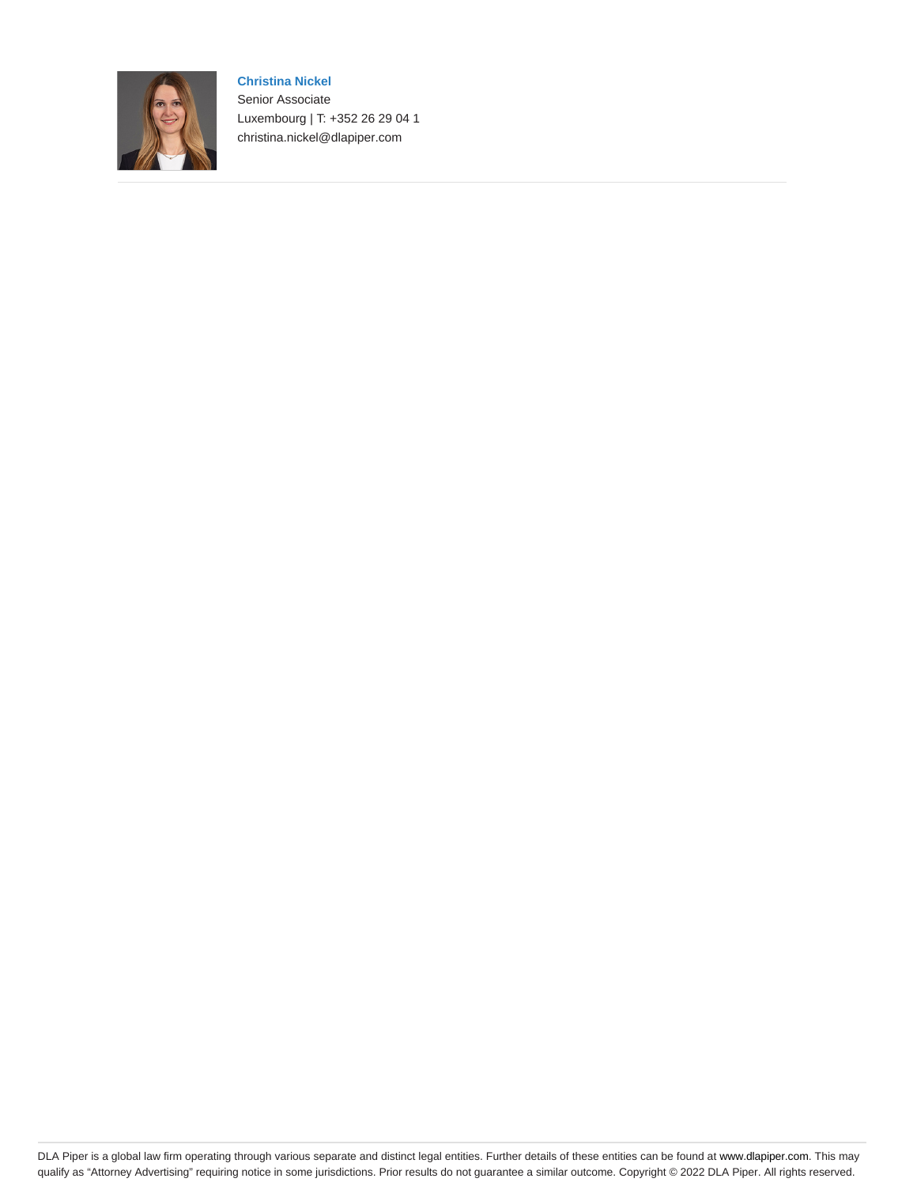**Christina Nickel**
Senior Associate
Luxembourg | T: +352 26 29 04 1
christina.nickel@dlapiper.com

DLA Piper is a global law firm operating through various separate and distinct legal entities. Further details of these entities can be found at www.dlapiper.com. This may qualify as "Attorney Advertising" requiring notice in some jurisdictions. Prior results do not guarantee a similar outcome. Copyright © 2022 DLA Piper. All rights reserved.